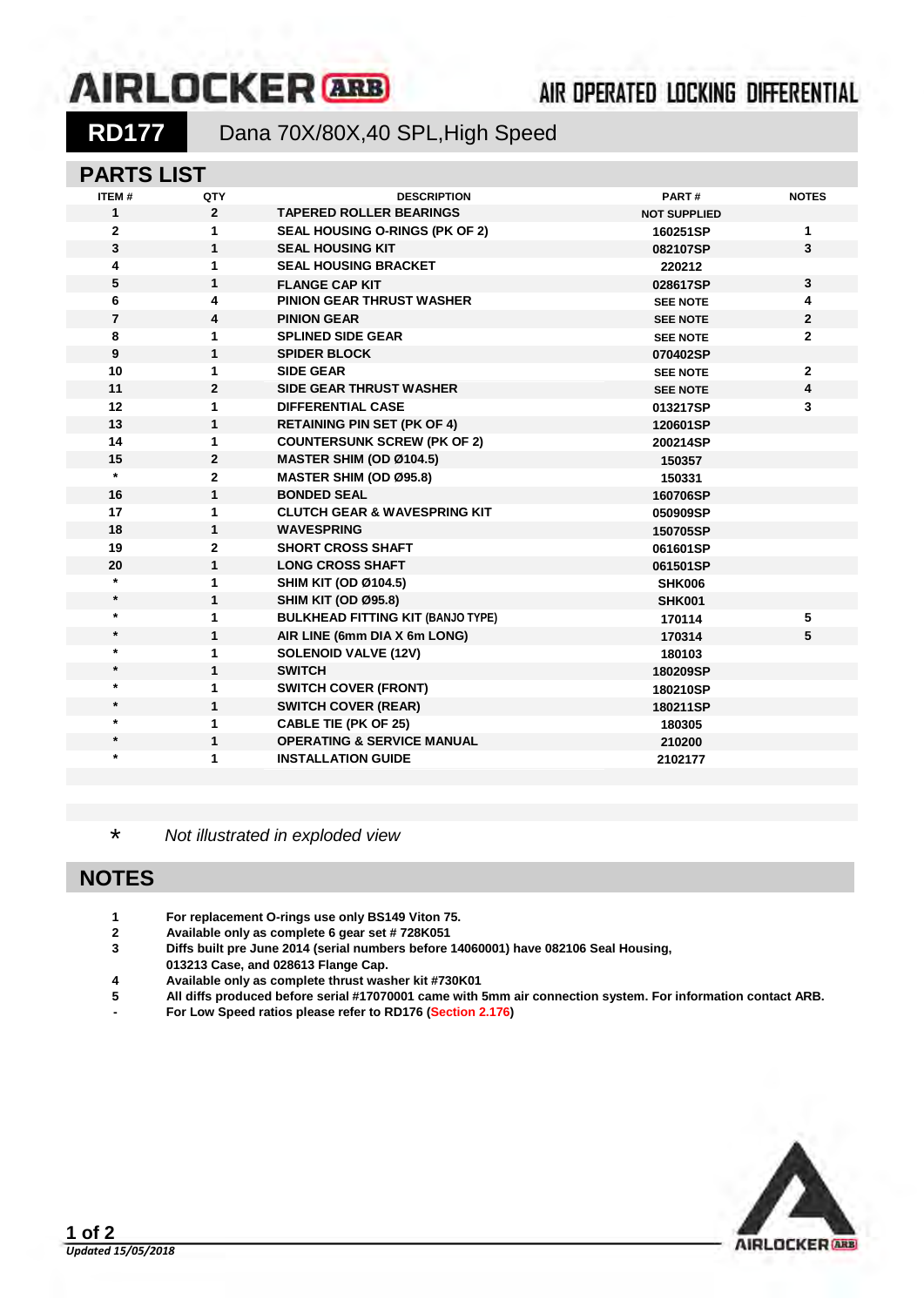# AIRLOCKER ARB

AIR OPERATED LOCKING DIFFERENTIAL

## RD177 Dana 70X/80X,40 SPL,High Speed

## PARTS LIST

| ITEM # | QTY | DESCRIPTION | PART # | NOTES |
|---|---|---|---|---|
| 1 | 2 | TAPERED ROLLER BEARINGS | NOT SUPPLIED | |
| 2 | 1 | SEAL HOUSING O-RINGS (PK OF 2) | 160251SP | 1 |
| 3 | 1 | SEAL HOUSING KIT | 082107SP | 3 |
| 4 | 1 | SEAL HOUSING BRACKET | 220212 | |
| 5 | 1 | FLANGE CAP KIT | 028617SP | 3 |
| 6 | 4 | PINION GEAR THRUST WASHER | SEE NOTE | 4 |
| 7 | 4 | PINION GEAR | SEE NOTE | 2 |
| 8 | 1 | SPLINED SIDE GEAR | SEE NOTE | 2 |
| 9 | 1 | SPIDER BLOCK | 070402SP | |
| 10 | 1 | SIDE GEAR | SEE NOTE | 2 |
| 11 | 2 | SIDE GEAR THRUST WASHER | SEE NOTE | 4 |
| 12 | 1 | DIFFERENTIAL CASE | 013217SP | 3 |
| 13 | 1 | RETAINING PIN SET (PK OF 4) | 120601SP | |
| 14 | 1 | COUNTERSUNK SCREW (PK OF 2) | 200214SP | |
| 15 | 2 | MASTER SHIM (OD Ø104.5) | 150357 | |
| * | 2 | MASTER SHIM (OD Ø95.8) | 150331 | |
| 16 | 1 | BONDED SEAL | 160706SP | |
| 17 | 1 | CLUTCH GEAR & WAVESPRING KIT | 050909SP | |
| 18 | 1 | WAVESPRING | 150705SP | |
| 19 | 2 | SHORT CROSS SHAFT | 061601SP | |
| 20 | 1 | LONG CROSS SHAFT | 061501SP | |
| * | 1 | SHIM KIT (OD Ø104.5) | SHK006 | |
| * | 1 | SHIM KIT (OD Ø95.8) | SHK001 | |
| * | 1 | BULKHEAD FITTING KIT (BANJO TYPE) | 170114 | 5 |
| * | 1 | AIR LINE (6mm DIA X 6m LONG) | 170314 | 5 |
| * | 1 | SOLENOID VALVE (12V) | 180103 | |
| * | 1 | SWITCH | 180209SP | |
| * | 1 | SWITCH COVER (FRONT) | 180210SP | |
| * | 1 | SWITCH COVER (REAR) | 180211SP | |
| * | 1 | CABLE TIE (PK OF 25) | 180305 | |
| * | 1 | OPERATING & SERVICE MANUAL | 210200 | |
| * | 1 | INSTALLATION GUIDE | 2102177 | |

\* *Not illustrated in exploded view*

## NOTES

1. For replacement O-rings use only BS149 Viton 75.
2. Available only as complete 6 gear set # 728K051
3. Diffs built pre June 2014 (serial numbers before 14060001) have 082106 Seal Housing, 013213 Case, and 028613 Flange Cap.
4. Available only as complete thrust washer kit #730K01
5. All diffs produced before serial #17070001 came with 5mm air connection system. For information contact ARB.

- For Low Speed ratios please refer to RD176 (Section 2.176)

*Updated 15/05/2018*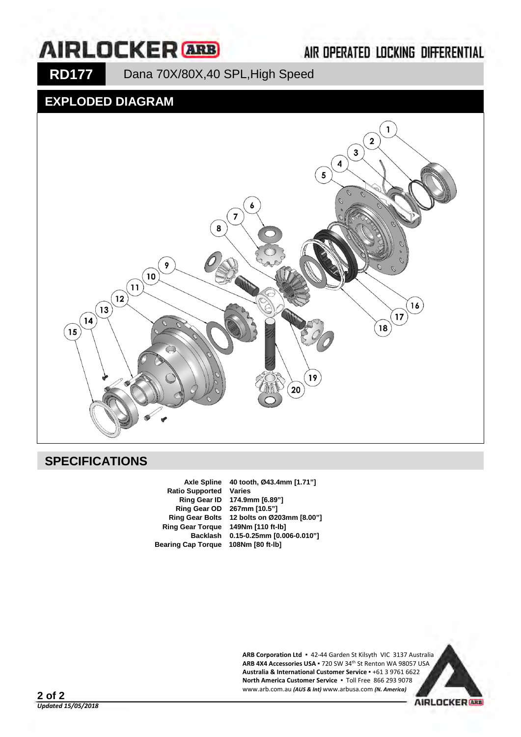# AIRLOCKER ARB

AIR OPERATED LOCKING DIFFERENTIAL

**RD177** Dana 70X/80X,40 SPL,High Speed

## EXPLODED DIAGRAM

1
2
3
4
5
6
7
8
9
10
11
12
13
14
15
16
17
18
19
20

## SPECIFICATIONS

| | |
|---|---|
| **Axle Spline** | **40 tooth, Ø43.4mm [1.71"]** |
| **Ratio Supported** | **Varies** |
| **Ring Gear ID** | **174.9mm [6.89"]** |
| **Ring Gear OD** | **267mm [10.5"]** |
| **Ring Gear Bolts** | **12 bolts on Ø203mm [8.00"]** |
| **Ring Gear Torque** | **149Nm [110 ft-lb]** |
| **Backlash** | **0.15-0.25mm [0.006-0.010"]** |
| **Bearing Cap Torque** | **108Nm [80 ft-lb]** |

**ARB Corporation Ltd** ▪ 42-44 Garden St Kilsyth VIC 3137 Australia
**ARB 4X4 Accessories USA** ▪ 720 SW 34th St Renton WA 98057 USA
**Australia & International Customer Service** ▪ +61 3 9761 6622
**North America Customer Service** ▪ Toll Free 866 293 9078
www.arb.com.au ***(AUS & Int)*** www.arbusa.com ***(N. America)***

***Updated 15/05/2018***